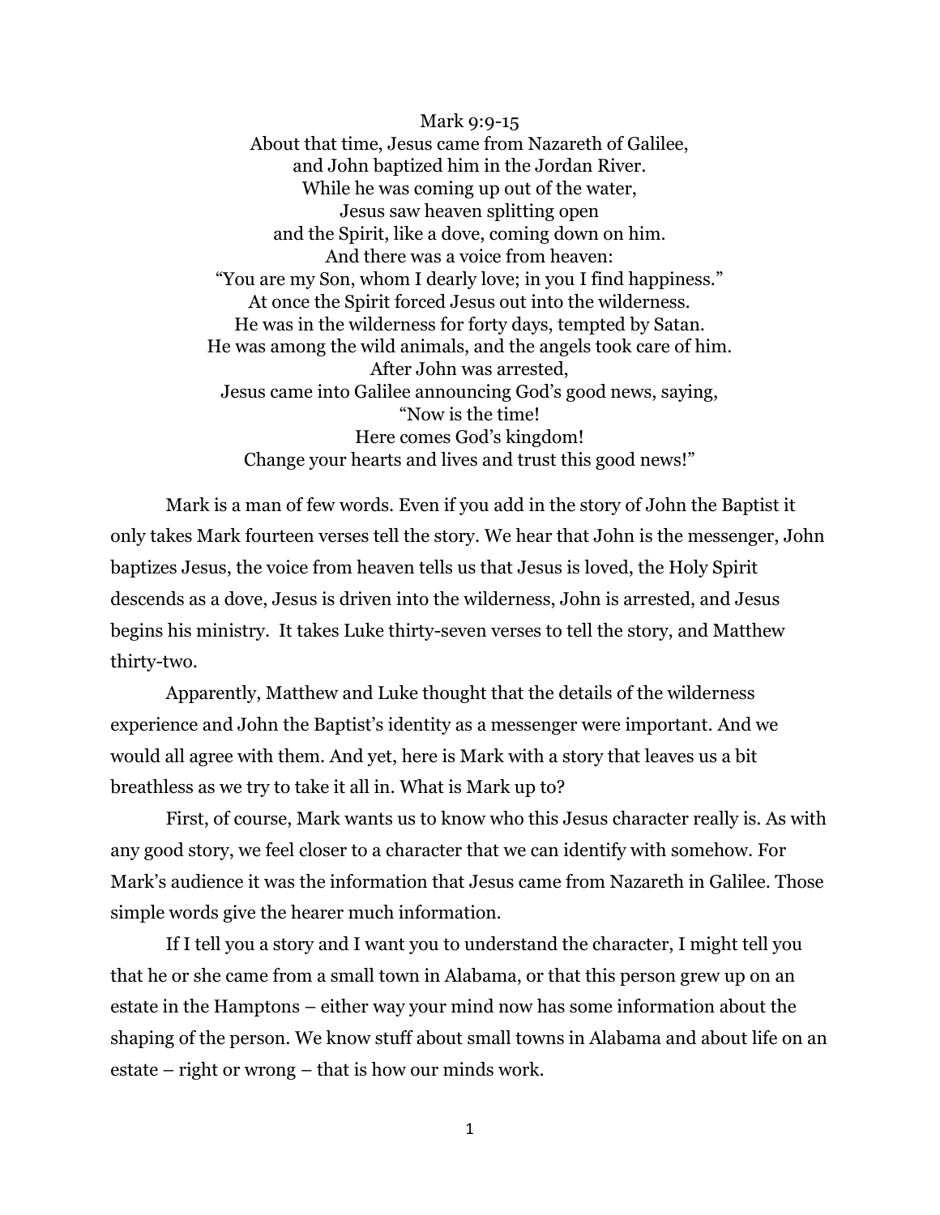Mark 9:9-15
About that time, Jesus came from Nazareth of Galilee,
and John baptized him in the Jordan River.
While he was coming up out of the water,
Jesus saw heaven splitting open
and the Spirit, like a dove, coming down on him.
And there was a voice from heaven:
"You are my Son, whom I dearly love; in you I find happiness."
At once the Spirit forced Jesus out into the wilderness.
He was in the wilderness for forty days, tempted by Satan.
He was among the wild animals, and the angels took care of him.
After John was arrested,
Jesus came into Galilee announcing God's good news, saying,
"Now is the time!
Here comes God's kingdom!
Change your hearts and lives and trust this good news!"

Mark is a man of few words. Even if you add in the story of John the Baptist it only takes Mark fourteen verses tell the story. We hear that John is the messenger, John baptizes Jesus, the voice from heaven tells us that Jesus is loved, the Holy Spirit descends as a dove, Jesus is driven into the wilderness, John is arrested, and Jesus begins his ministry. It takes Luke thirty-seven verses to tell the story, and Matthew thirty-two.

Apparently, Matthew and Luke thought that the details of the wilderness experience and John the Baptist's identity as a messenger were important. And we would all agree with them. And yet, here is Mark with a story that leaves us a bit breathless as we try to take it all in. What is Mark up to?

First, of course, Mark wants us to know who this Jesus character really is. As with any good story, we feel closer to a character that we can identify with somehow. For Mark's audience it was the information that Jesus came from Nazareth in Galilee. Those simple words give the hearer much information.

If I tell you a story and I want you to understand the character, I might tell you that he or she came from a small town in Alabama, or that this person grew up on an estate in the Hamptons – either way your mind now has some information about the shaping of the person. We know stuff about small towns in Alabama and about life on an estate – right or wrong – that is how our minds work.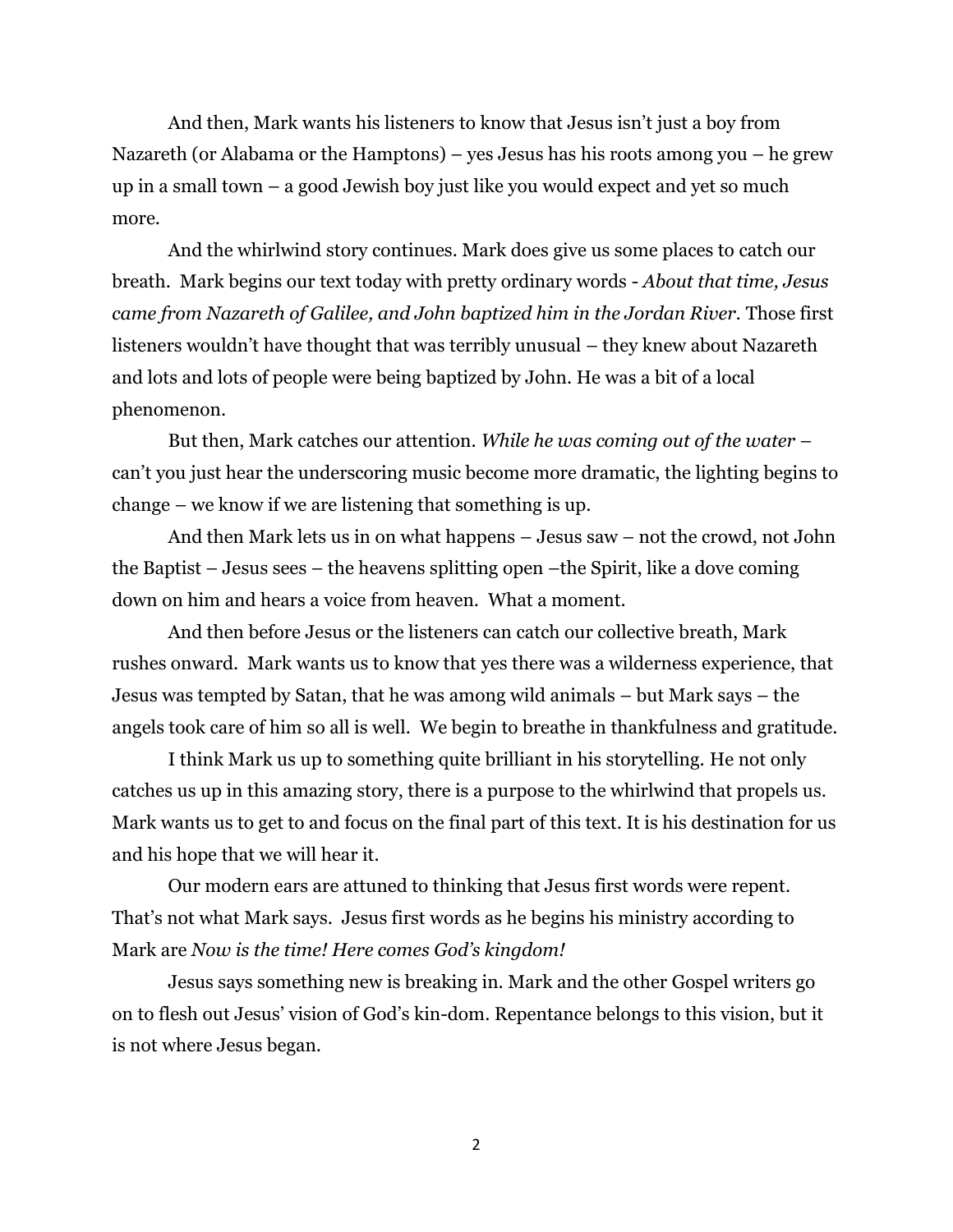And then, Mark wants his listeners to know that Jesus isn't just a boy from Nazareth (or Alabama or the Hamptons) – yes Jesus has his roots among you – he grew up in a small town – a good Jewish boy just like you would expect and yet so much more.

And the whirlwind story continues. Mark does give us some places to catch our breath. Mark begins our text today with pretty ordinary words - *About that time, Jesus came from Nazareth of Galilee, and John baptized him in the Jordan River*. Those first listeners wouldn't have thought that was terribly unusual – they knew about Nazareth and lots and lots of people were being baptized by John. He was a bit of a local phenomenon.

But then, Mark catches our attention. *While he was coming out of the water* – can't you just hear the underscoring music become more dramatic, the lighting begins to change – we know if we are listening that something is up.

And then Mark lets us in on what happens – Jesus saw – not the crowd, not John the Baptist – Jesus sees – the heavens splitting open –the Spirit, like a dove coming down on him and hears a voice from heaven. What a moment.

And then before Jesus or the listeners can catch our collective breath, Mark rushes onward. Mark wants us to know that yes there was a wilderness experience, that Jesus was tempted by Satan, that he was among wild animals – but Mark says – the angels took care of him so all is well. We begin to breathe in thankfulness and gratitude.

I think Mark us up to something quite brilliant in his storytelling. He not only catches us up in this amazing story, there is a purpose to the whirlwind that propels us. Mark wants us to get to and focus on the final part of this text. It is his destination for us and his hope that we will hear it.

Our modern ears are attuned to thinking that Jesus first words were repent. That's not what Mark says. Jesus first words as he begins his ministry according to Mark are *Now is the time! Here comes God's kingdom!*

Jesus says something new is breaking in. Mark and the other Gospel writers go on to flesh out Jesus' vision of God's kin-dom. Repentance belongs to this vision, but it is not where Jesus began.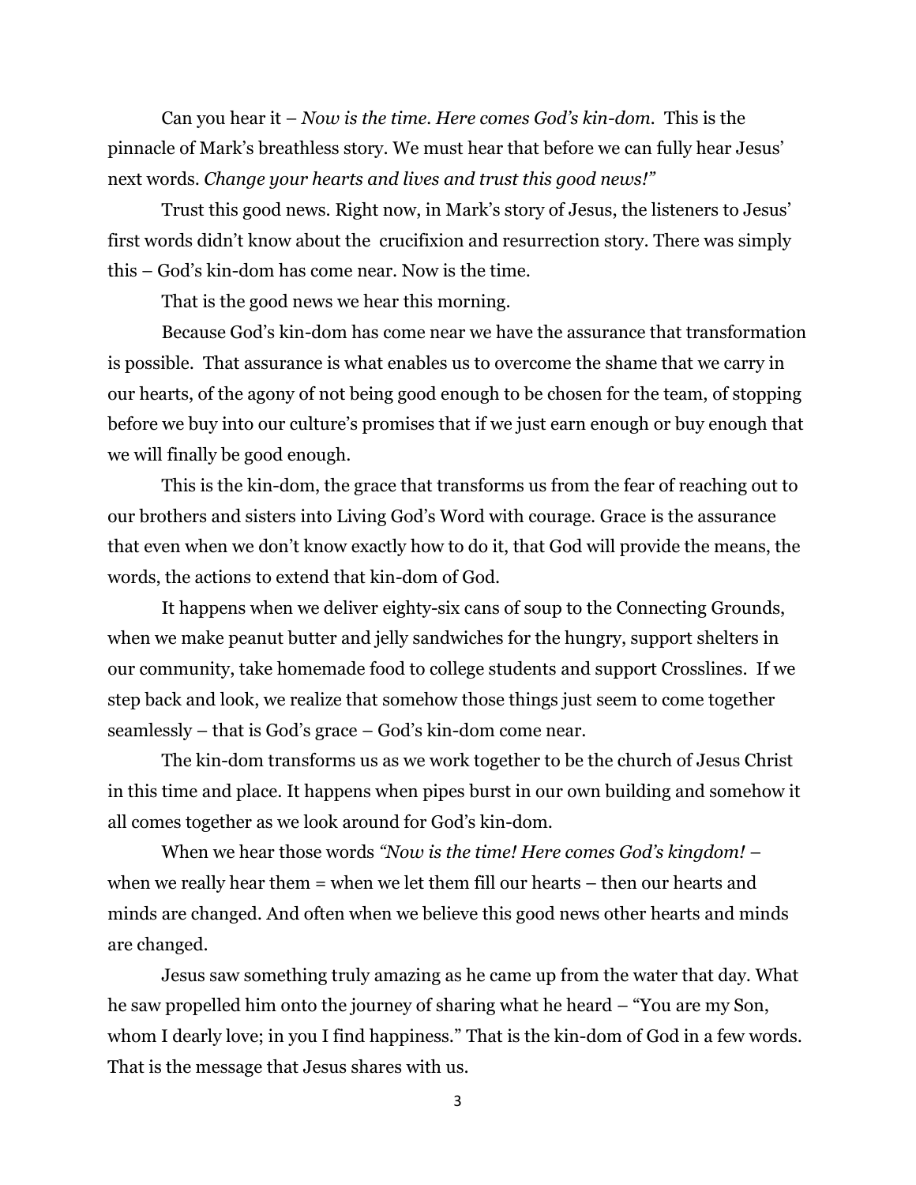Can you hear it – *Now is the time. Here comes God's kin-dom.* This is the pinnacle of Mark's breathless story. We must hear that before we can fully hear Jesus' next words. *Change your hearts and lives and trust this good news!"*

Trust this good news. Right now, in Mark's story of Jesus, the listeners to Jesus' first words didn't know about the crucifixion and resurrection story. There was simply this – God's kin-dom has come near. Now is the time.

That is the good news we hear this morning.

Because God's kin-dom has come near we have the assurance that transformation is possible. That assurance is what enables us to overcome the shame that we carry in our hearts, of the agony of not being good enough to be chosen for the team, of stopping before we buy into our culture's promises that if we just earn enough or buy enough that we will finally be good enough.

This is the kin-dom, the grace that transforms us from the fear of reaching out to our brothers and sisters into Living God's Word with courage. Grace is the assurance that even when we don't know exactly how to do it, that God will provide the means, the words, the actions to extend that kin-dom of God.

It happens when we deliver eighty-six cans of soup to the Connecting Grounds, when we make peanut butter and jelly sandwiches for the hungry, support shelters in our community, take homemade food to college students and support Crosslines. If we step back and look, we realize that somehow those things just seem to come together seamlessly – that is God's grace – God's kin-dom come near.

The kin-dom transforms us as we work together to be the church of Jesus Christ in this time and place. It happens when pipes burst in our own building and somehow it all comes together as we look around for God's kin-dom.

When we hear those words *"Now is the time! Here comes God's kingdom!* – when we really hear them = when we let them fill our hearts – then our hearts and minds are changed. And often when we believe this good news other hearts and minds are changed.

Jesus saw something truly amazing as he came up from the water that day. What he saw propelled him onto the journey of sharing what he heard – "You are my Son, whom I dearly love; in you I find happiness." That is the kin-dom of God in a few words. That is the message that Jesus shares with us.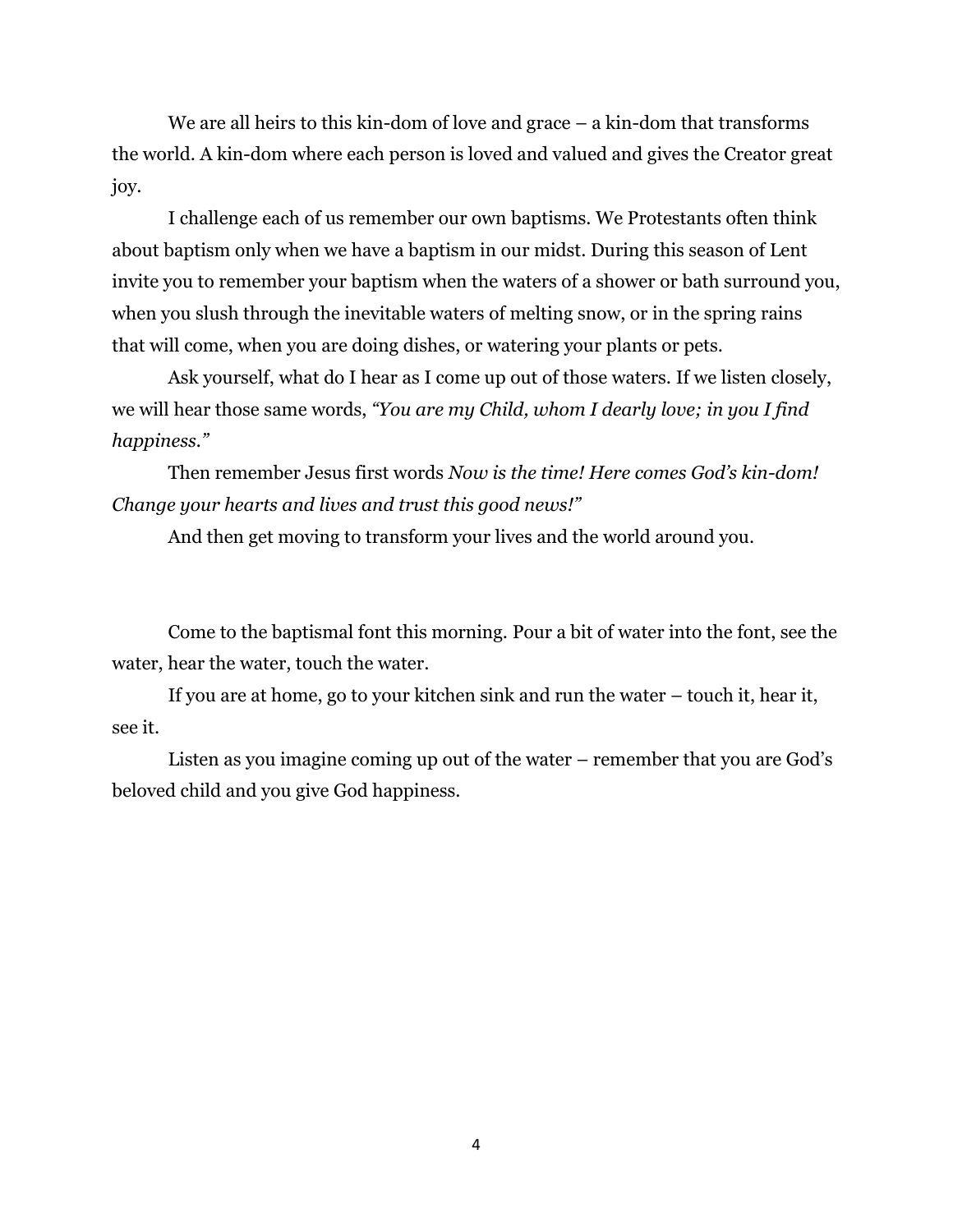We are all heirs to this kin-dom of love and grace – a kin-dom that transforms the world. A kin-dom where each person is loved and valued and gives the Creator great joy.

I challenge each of us remember our own baptisms. We Protestants often think about baptism only when we have a baptism in our midst. During this season of Lent invite you to remember your baptism when the waters of a shower or bath surround you, when you slush through the inevitable waters of melting snow, or in the spring rains that will come, when you are doing dishes, or watering your plants or pets.

Ask yourself, what do I hear as I come up out of those waters. If we listen closely, we will hear those same words, *"You are my Child, whom I dearly love; in you I find happiness."*

Then remember Jesus first words *Now is the time! Here comes God's kin-dom! Change your hearts and lives and trust this good news!"*

And then get moving to transform your lives and the world around you.

Come to the baptismal font this morning. Pour a bit of water into the font, see the water, hear the water, touch the water.

If you are at home, go to your kitchen sink and run the water – touch it, hear it, see it.

Listen as you imagine coming up out of the water – remember that you are God's beloved child and you give God happiness.